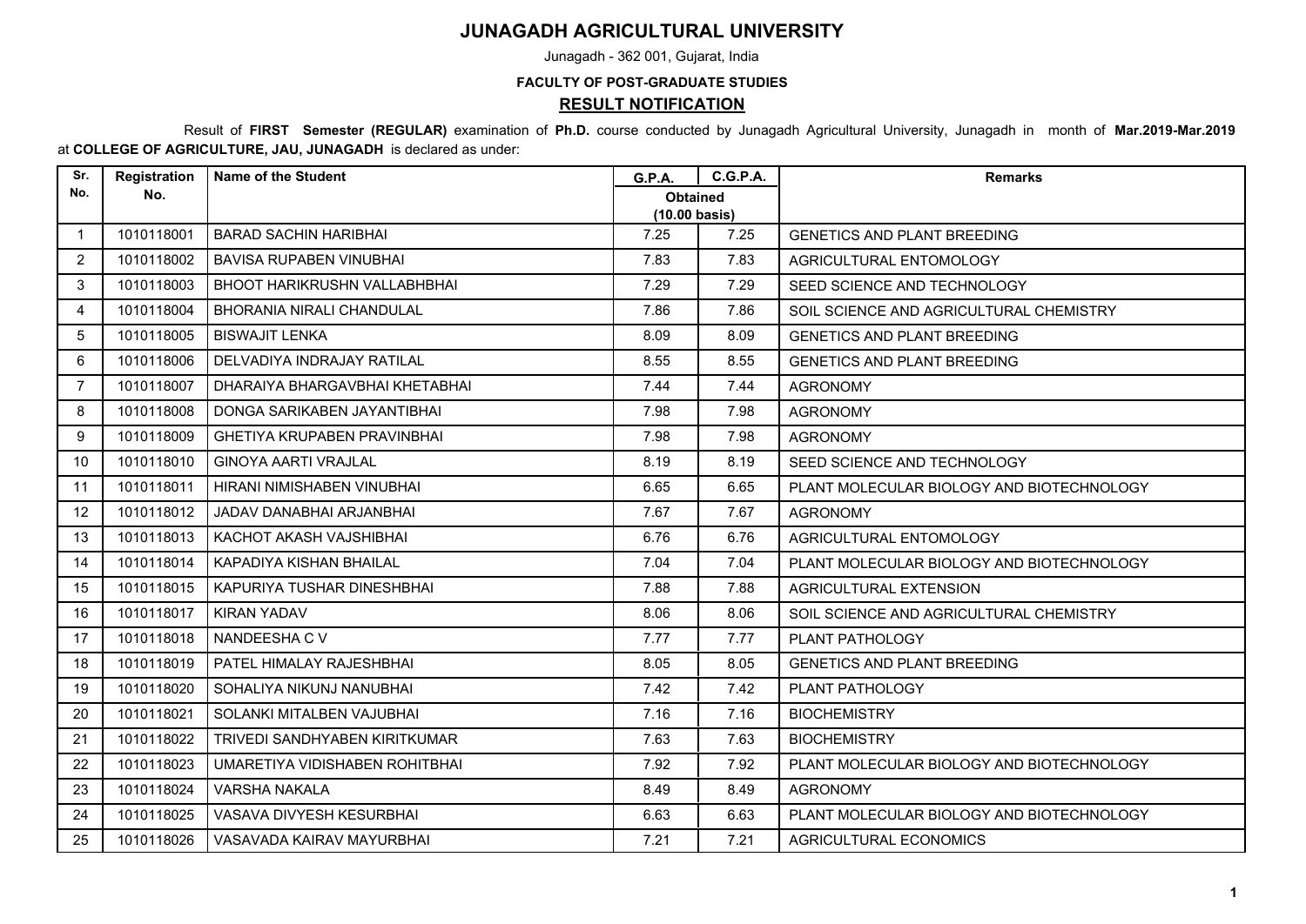# JUNAGADH AGRICULTURAL UNIVERSITY

Junagadh - 362 001, Gujarat, India

**FACULTY OF POST-GRADUATE STUDIES**

## RESULT NOTIFICATION

Result of **FIRST Semester (REGULAR)** examination of **Ph.D.** course conducted by Junagadh Agricultural University, Junagadh in month of **Mar.2019-Mar.2019** at **COLLEGE OF AGRICULTURE, JAU, JUNAGADH** is declared as under:

| Sr. No. | Registration No. | Name of the Student | G.P.A. | C.G.P.A. | Remarks |
|---|---|---|---|---|---|
| | | | Obtained (10.00 basis) | | |
| 1 | 1010118001 | BARAD SACHIN HARIBHAI | 7.25 | 7.25 | GENETICS AND PLANT BREEDING |
| 2 | 1010118002 | BAVISA RUPABEN VINUBHAI | 7.83 | 7.83 | AGRICULTURAL ENTOMOLOGY |
| 3 | 1010118003 | BHOOT HARIKRUSHN VALLABHBHAI | 7.29 | 7.29 | SEED SCIENCE AND TECHNOLOGY |
| 4 | 1010118004 | BHORANIA NIRALI CHANDULAL | 7.86 | 7.86 | SOIL SCIENCE AND AGRICULTURAL CHEMISTRY |
| 5 | 1010118005 | BISWAJIT LENKA | 8.09 | 8.09 | GENETICS AND PLANT BREEDING |
| 6 | 1010118006 | DELVADIYA INDRAJAY RATILAL | 8.55 | 8.55 | GENETICS AND PLANT BREEDING |
| 7 | 1010118007 | DHARAIYA BHARGAVBHAI KHETABHAI | 7.44 | 7.44 | AGRONOMY |
| 8 | 1010118008 | DONGA SARIKABEN JAYANTIBHAI | 7.98 | 7.98 | AGRONOMY |
| 9 | 1010118009 | GHETIYA KRUPABEN PRAVINBHAI | 7.98 | 7.98 | AGRONOMY |
| 10 | 1010118010 | GINOYA AARTI VRAJLAL | 8.19 | 8.19 | SEED SCIENCE AND TECHNOLOGY |
| 11 | 1010118011 | HIRANI NIMISHABEN VINUBHAI | 6.65 | 6.65 | PLANT MOLECULAR BIOLOGY AND BIOTECHNOLOGY |
| 12 | 1010118012 | JADAV DANABHAI ARJANBHAI | 7.67 | 7.67 | AGRONOMY |
| 13 | 1010118013 | KACHOT AKASH VAJSHIBHAI | 6.76 | 6.76 | AGRICULTURAL ENTOMOLOGY |
| 14 | 1010118014 | KAPADIYA KISHAN BHAILAL | 7.04 | 7.04 | PLANT MOLECULAR BIOLOGY AND BIOTECHNOLOGY |
| 15 | 1010118015 | KAPURIYA TUSHAR DINESHBHAI | 7.88 | 7.88 | AGRICULTURAL EXTENSION |
| 16 | 1010118017 | KIRAN YADAV | 8.06 | 8.06 | SOIL SCIENCE AND AGRICULTURAL CHEMISTRY |
| 17 | 1010118018 | NANDEESHA C V | 7.77 | 7.77 | PLANT PATHOLOGY |
| 18 | 1010118019 | PATEL HIMALAY RAJESHBHAI | 8.05 | 8.05 | GENETICS AND PLANT BREEDING |
| 19 | 1010118020 | SOHALIYA NIKUNJ NANUBHAI | 7.42 | 7.42 | PLANT PATHOLOGY |
| 20 | 1010118021 | SOLANKI MITALBEN VAJUBHAI | 7.16 | 7.16 | BIOCHEMISTRY |
| 21 | 1010118022 | TRIVEDI SANDHYABEN KIRITKUMAR | 7.63 | 7.63 | BIOCHEMISTRY |
| 22 | 1010118023 | UMARETIYA VIDISHABEN ROHITBHAI | 7.92 | 7.92 | PLANT MOLECULAR BIOLOGY AND BIOTECHNOLOGY |
| 23 | 1010118024 | VARSHA NAKALA | 8.49 | 8.49 | AGRONOMY |
| 24 | 1010118025 | VASAVA DIVYESH KESURBHAI | 6.63 | 6.63 | PLANT MOLECULAR BIOLOGY AND BIOTECHNOLOGY |
| 25 | 1010118026 | VASAVADA KAIRAV MAYURBHAI | 7.21 | 7.21 | AGRICULTURAL ECONOMICS |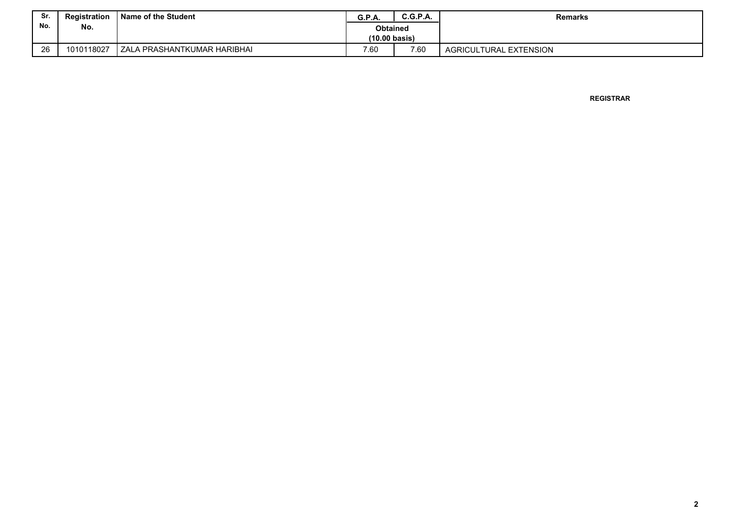| Sr. No. | Registration No. | Name of the Student | G.P.A. | C.G.P.A. | Remarks |
|---|---|---|---|---|---|
| | | | Obtained (10.00 basis) | | |
| 26 | 1010118027 | ZALA PRASHANTKUMAR HARIBHAI | 7.60 | 7.60 | AGRICULTURAL EXTENSION |

**REGISTRAR**